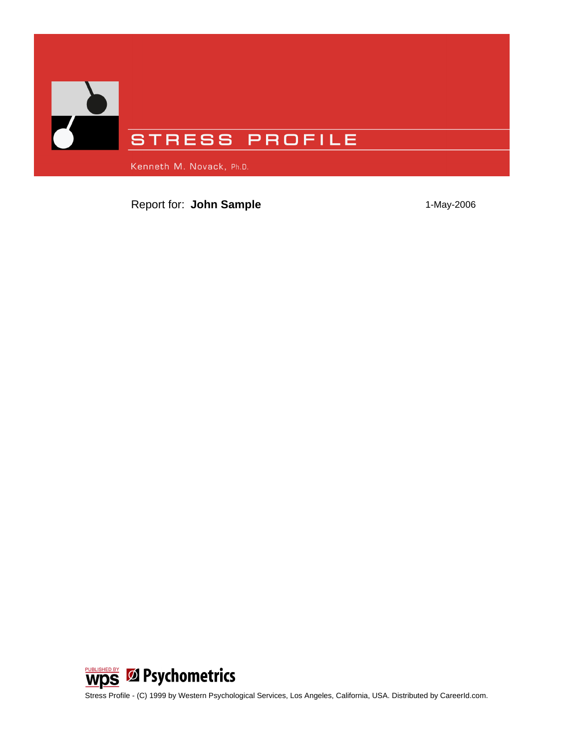# STRESS PROFILE

Kenneth M. Novack, Ph.D.

Report for: **John Sample**

1-May-2006

PUBLISHED BY wps Psychometrics

Stress Profile - (C) 1999 by Western Psychological Services, Los Angeles, California, USA. Distributed by CareerId.com.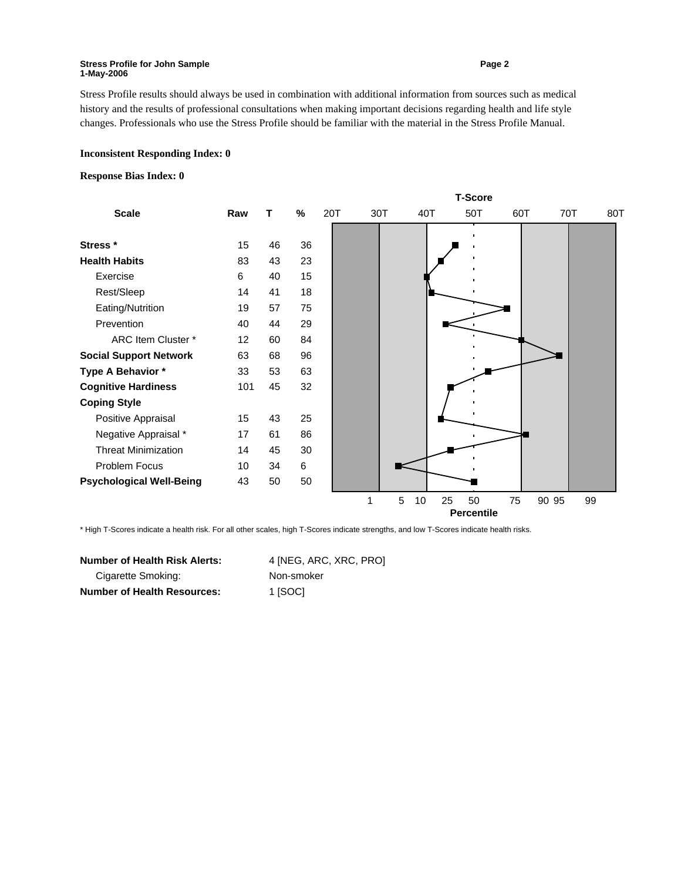Stress Profile results should always be used in combination with additional information from sources such as medical history and the results of professional consultations when making important decisions regarding health and life style changes. Professionals who use the Stress Profile should be familiar with the material in the Stress Profile Manual.

**Inconsistent Responding Index: 0**

**Response Bias Index: 0**

| Scale | Raw | T | % |
|---|---|---|---|
| **Stress *** | 15 | 46 | 36 |
| **Health Habits** | 83 | 43 | 23 |
| Exercise | 6 | 40 | 15 |
| Rest/Sleep | 14 | 41 | 18 |
| Eating/Nutrition | 19 | 57 | 75 |
| Prevention | 40 | 44 | 29 |
| ARC Item Cluster * | 12 | 60 | 84 |
| **Social Support Network** | 63 | 68 | 96 |
| **Type A Behavior *** | 33 | 53 | 63 |
| **Cognitive Hardiness** | 101 | 45 | 32 |
| **Coping Style** | | | |
| Positive Appraisal | 15 | 43 | 25 |
| Negative Appraisal * | 17 | 61 | 86 |
| Threat Minimization | 14 | 45 | 30 |
| Problem Focus | 10 | 34 | 6 |
| **Psychological Well-Being** | 43 | 50 | 50 |

T-Score: 20T 30T 40T 50T 60T 70T 80T

Percentile: 1 5 10 25 50 75 90 95 99

* High T-Scores indicate a health risk. For all other scales, high T-Scores indicate strengths, and low T-Scores indicate health risks.

| | |
|---|---|
| **Number of Health Risk Alerts:** | 4 [NEG, ARC, XRC, PRO] |
| Cigarette Smoking: | Non-smoker |
| **Number of Health Resources:** | 1 [SOC] |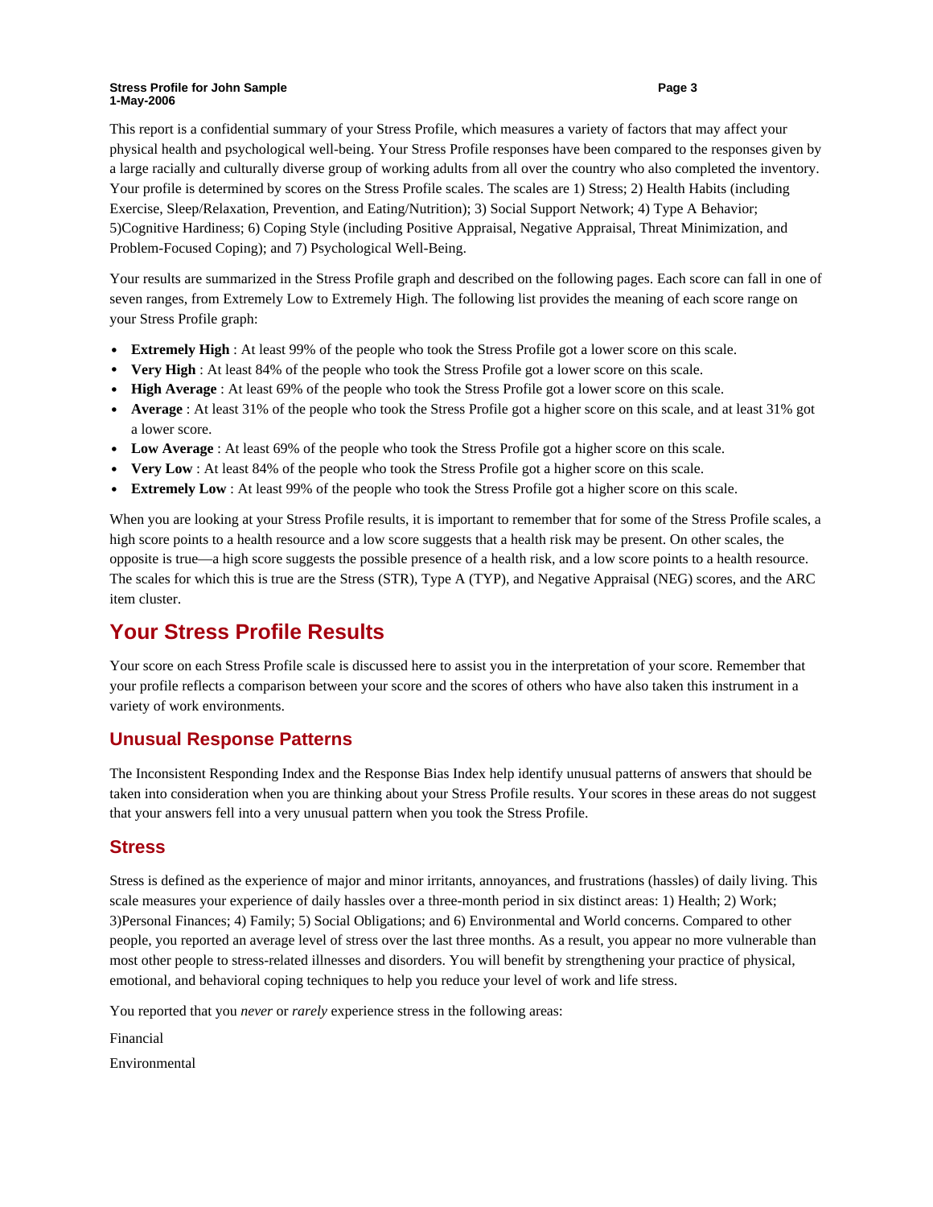This report is a confidential summary of your Stress Profile, which measures a variety of factors that may affect your physical health and psychological well-being. Your Stress Profile responses have been compared to the responses given by a large racially and culturally diverse group of working adults from all over the country who also completed the inventory. Your profile is determined by scores on the Stress Profile scales. The scales are 1) Stress; 2) Health Habits (including Exercise, Sleep/Relaxation, Prevention, and Eating/Nutrition); 3) Social Support Network; 4) Type A Behavior; 5)Cognitive Hardiness; 6) Coping Style (including Positive Appraisal, Negative Appraisal, Threat Minimization, and Problem-Focused Coping); and 7) Psychological Well-Being.

Your results are summarized in the Stress Profile graph and described on the following pages. Each score can fall in one of seven ranges, from Extremely Low to Extremely High. The following list provides the meaning of each score range on your Stress Profile graph:

- **Extremely High** : At least 99% of the people who took the Stress Profile got a lower score on this scale.
- **Very High** : At least 84% of the people who took the Stress Profile got a lower score on this scale.
- **High Average** : At least 69% of the people who took the Stress Profile got a lower score on this scale.
- **Average** : At least 31% of the people who took the Stress Profile got a higher score on this scale, and at least 31% got a lower score.
- **Low Average** : At least 69% of the people who took the Stress Profile got a higher score on this scale.
- **Very Low** : At least 84% of the people who took the Stress Profile got a higher score on this scale.
- **Extremely Low** : At least 99% of the people who took the Stress Profile got a higher score on this scale.

When you are looking at your Stress Profile results, it is important to remember that for some of the Stress Profile scales, a high score points to a health resource and a low score suggests that a health risk may be present. On other scales, the opposite is true—a high score suggests the possible presence of a health risk, and a low score points to a health resource. The scales for which this is true are the Stress (STR), Type A (TYP), and Negative Appraisal (NEG) scores, and the ARC item cluster.

# Your Stress Profile Results

Your score on each Stress Profile scale is discussed here to assist you in the interpretation of your score. Remember that your profile reflects a comparison between your score and the scores of others who have also taken this instrument in a variety of work environments.

## Unusual Response Patterns

The Inconsistent Responding Index and the Response Bias Index help identify unusual patterns of answers that should be taken into consideration when you are thinking about your Stress Profile results. Your scores in these areas do not suggest that your answers fell into a very unusual pattern when you took the Stress Profile.

## Stress

Stress is defined as the experience of major and minor irritants, annoyances, and frustrations (hassles) of daily living. This scale measures your experience of daily hassles over a three-month period in six distinct areas: 1) Health; 2) Work; 3)Personal Finances; 4) Family; 5) Social Obligations; and 6) Environmental and World concerns. Compared to other people, you reported an average level of stress over the last three months. As a result, you appear no more vulnerable than most other people to stress-related illnesses and disorders. You will benefit by strengthening your practice of physical, emotional, and behavioral coping techniques to help you reduce your level of work and life stress.

You reported that you *never* or *rarely* experience stress in the following areas:

Financial

Environmental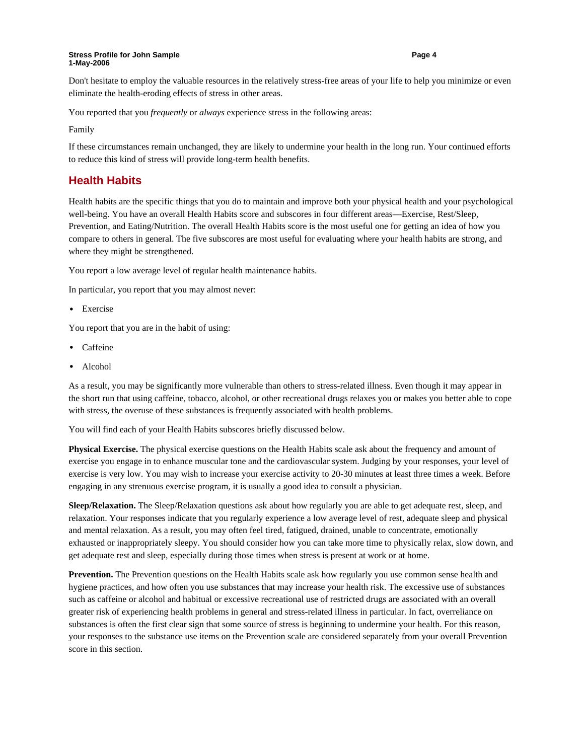Don't hesitate to employ the valuable resources in the relatively stress-free areas of your life to help you minimize or even eliminate the health-eroding effects of stress in other areas.

You reported that you *frequently* or *always* experience stress in the following areas:

Family

If these circumstances remain unchanged, they are likely to undermine your health in the long run. Your continued efforts to reduce this kind of stress will provide long-term health benefits.

## Health Habits

Health habits are the specific things that you do to maintain and improve both your physical health and your psychological well-being. You have an overall Health Habits score and subscores in four different areas—Exercise, Rest/Sleep, Prevention, and Eating/Nutrition. The overall Health Habits score is the most useful one for getting an idea of how you compare to others in general. The five subscores are most useful for evaluating where your health habits are strong, and where they might be strengthened.

You report a low average level of regular health maintenance habits.

In particular, you report that you may almost never:

- Exercise

You report that you are in the habit of using:

- Caffeine
- Alcohol

As a result, you may be significantly more vulnerable than others to stress-related illness. Even though it may appear in the short run that using caffeine, tobacco, alcohol, or other recreational drugs relaxes you or makes you better able to cope with stress, the overuse of these substances is frequently associated with health problems.

You will find each of your Health Habits subscores briefly discussed below.

**Physical Exercise.** The physical exercise questions on the Health Habits scale ask about the frequency and amount of exercise you engage in to enhance muscular tone and the cardiovascular system. Judging by your responses, your level of exercise is very low. You may wish to increase your exercise activity to 20-30 minutes at least three times a week. Before engaging in any strenuous exercise program, it is usually a good idea to consult a physician.

**Sleep/Relaxation.** The Sleep/Relaxation questions ask about how regularly you are able to get adequate rest, sleep, and relaxation. Your responses indicate that you regularly experience a low average level of rest, adequate sleep and physical and mental relaxation. As a result, you may often feel tired, fatigued, drained, unable to concentrate, emotionally exhausted or inappropriately sleepy. You should consider how you can take more time to physically relax, slow down, and get adequate rest and sleep, especially during those times when stress is present at work or at home.

**Prevention.** The Prevention questions on the Health Habits scale ask how regularly you use common sense health and hygiene practices, and how often you use substances that may increase your health risk. The excessive use of substances such as caffeine or alcohol and habitual or excessive recreational use of restricted drugs are associated with an overall greater risk of experiencing health problems in general and stress-related illness in particular. In fact, overreliance on substances is often the first clear sign that some source of stress is beginning to undermine your health. For this reason, your responses to the substance use items on the Prevention scale are considered separately from your overall Prevention score in this section.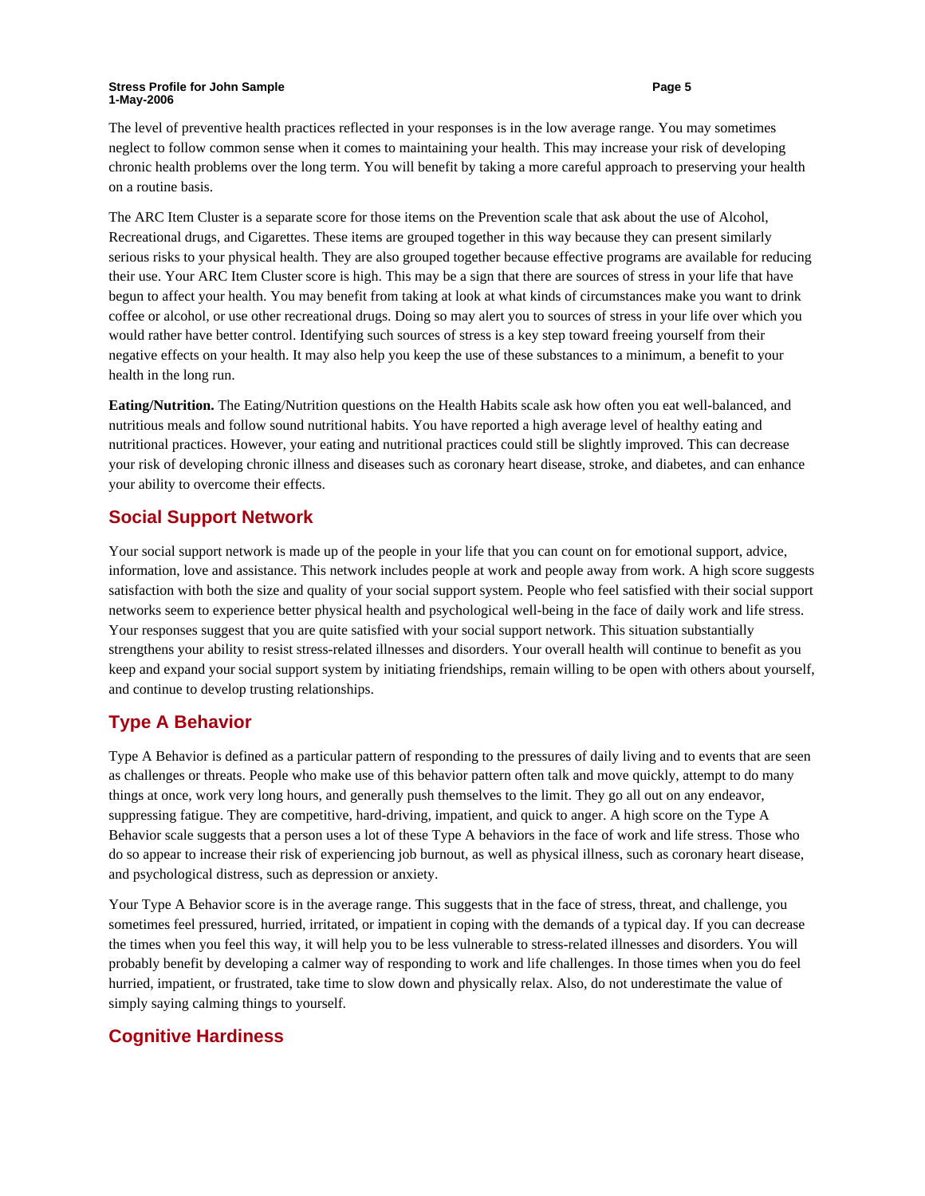The level of preventive health practices reflected in your responses is in the low average range. You may sometimes neglect to follow common sense when it comes to maintaining your health. This may increase your risk of developing chronic health problems over the long term. You will benefit by taking a more careful approach to preserving your health on a routine basis.

The ARC Item Cluster is a separate score for those items on the Prevention scale that ask about the use of Alcohol, Recreational drugs, and Cigarettes. These items are grouped together in this way because they can present similarly serious risks to your physical health. They are also grouped together because effective programs are available for reducing their use. Your ARC Item Cluster score is high. This may be a sign that there are sources of stress in your life that have begun to affect your health. You may benefit from taking at look at what kinds of circumstances make you want to drink coffee or alcohol, or use other recreational drugs. Doing so may alert you to sources of stress in your life over which you would rather have better control. Identifying such sources of stress is a key step toward freeing yourself from their negative effects on your health. It may also help you keep the use of these substances to a minimum, a benefit to your health in the long run.

**Eating/Nutrition.** The Eating/Nutrition questions on the Health Habits scale ask how often you eat well-balanced, and nutritious meals and follow sound nutritional habits. You have reported a high average level of healthy eating and nutritional practices. However, your eating and nutritional practices could still be slightly improved. This can decrease your risk of developing chronic illness and diseases such as coronary heart disease, stroke, and diabetes, and can enhance your ability to overcome their effects.

## Social Support Network

Your social support network is made up of the people in your life that you can count on for emotional support, advice, information, love and assistance. This network includes people at work and people away from work. A high score suggests satisfaction with both the size and quality of your social support system. People who feel satisfied with their social support networks seem to experience better physical health and psychological well-being in the face of daily work and life stress. Your responses suggest that you are quite satisfied with your social support network. This situation substantially strengthens your ability to resist stress-related illnesses and disorders. Your overall health will continue to benefit as you keep and expand your social support system by initiating friendships, remain willing to be open with others about yourself, and continue to develop trusting relationships.

## Type A Behavior

Type A Behavior is defined as a particular pattern of responding to the pressures of daily living and to events that are seen as challenges or threats. People who make use of this behavior pattern often talk and move quickly, attempt to do many things at once, work very long hours, and generally push themselves to the limit. They go all out on any endeavor, suppressing fatigue. They are competitive, hard-driving, impatient, and quick to anger. A high score on the Type A Behavior scale suggests that a person uses a lot of these Type A behaviors in the face of work and life stress. Those who do so appear to increase their risk of experiencing job burnout, as well as physical illness, such as coronary heart disease, and psychological distress, such as depression or anxiety.

Your Type A Behavior score is in the average range. This suggests that in the face of stress, threat, and challenge, you sometimes feel pressured, hurried, irritated, or impatient in coping with the demands of a typical day. If you can decrease the times when you feel this way, it will help you to be less vulnerable to stress-related illnesses and disorders. You will probably benefit by developing a calmer way of responding to work and life challenges. In those times when you do feel hurried, impatient, or frustrated, take time to slow down and physically relax. Also, do not underestimate the value of simply saying calming things to yourself.

## Cognitive Hardiness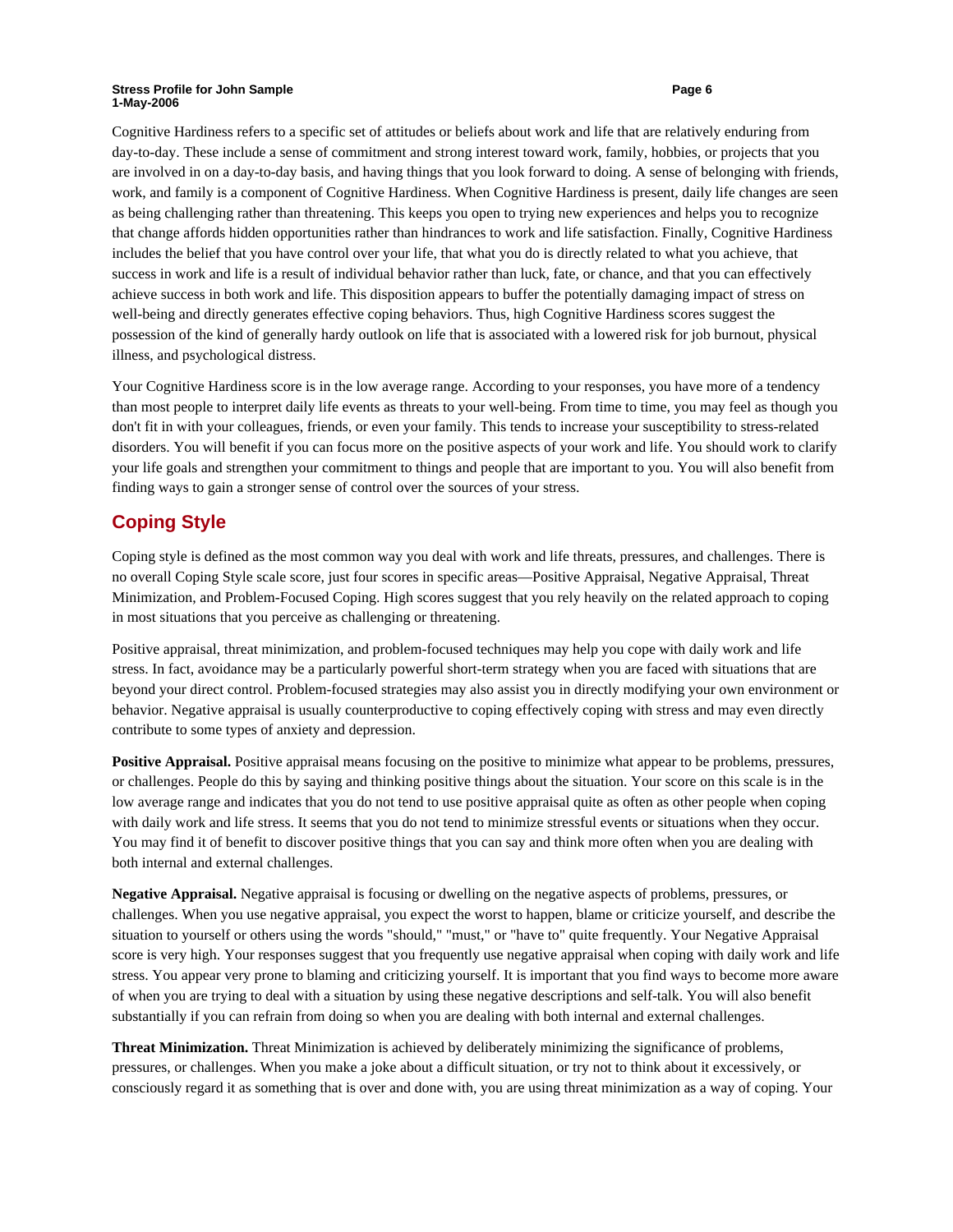Cognitive Hardiness refers to a specific set of attitudes or beliefs about work and life that are relatively enduring from day-to-day. These include a sense of commitment and strong interest toward work, family, hobbies, or projects that you are involved in on a day-to-day basis, and having things that you look forward to doing. A sense of belonging with friends, work, and family is a component of Cognitive Hardiness. When Cognitive Hardiness is present, daily life changes are seen as being challenging rather than threatening. This keeps you open to trying new experiences and helps you to recognize that change affords hidden opportunities rather than hindrances to work and life satisfaction. Finally, Cognitive Hardiness includes the belief that you have control over your life, that what you do is directly related to what you achieve, that success in work and life is a result of individual behavior rather than luck, fate, or chance, and that you can effectively achieve success in both work and life. This disposition appears to buffer the potentially damaging impact of stress on well-being and directly generates effective coping behaviors. Thus, high Cognitive Hardiness scores suggest the possession of the kind of generally hardy outlook on life that is associated with a lowered risk for job burnout, physical illness, and psychological distress.

Your Cognitive Hardiness score is in the low average range. According to your responses, you have more of a tendency than most people to interpret daily life events as threats to your well-being. From time to time, you may feel as though you don't fit in with your colleagues, friends, or even your family. This tends to increase your susceptibility to stress-related disorders. You will benefit if you can focus more on the positive aspects of your work and life. You should work to clarify your life goals and strengthen your commitment to things and people that are important to you. You will also benefit from finding ways to gain a stronger sense of control over the sources of your stress.

## Coping Style

Coping style is defined as the most common way you deal with work and life threats, pressures, and challenges. There is no overall Coping Style scale score, just four scores in specific areas—Positive Appraisal, Negative Appraisal, Threat Minimization, and Problem-Focused Coping. High scores suggest that you rely heavily on the related approach to coping in most situations that you perceive as challenging or threatening.

Positive appraisal, threat minimization, and problem-focused techniques may help you cope with daily work and life stress. In fact, avoidance may be a particularly powerful short-term strategy when you are faced with situations that are beyond your direct control. Problem-focused strategies may also assist you in directly modifying your own environment or behavior. Negative appraisal is usually counterproductive to coping effectively coping with stress and may even directly contribute to some types of anxiety and depression.

**Positive Appraisal.** Positive appraisal means focusing on the positive to minimize what appear to be problems, pressures, or challenges. People do this by saying and thinking positive things about the situation. Your score on this scale is in the low average range and indicates that you do not tend to use positive appraisal quite as often as other people when coping with daily work and life stress. It seems that you do not tend to minimize stressful events or situations when they occur. You may find it of benefit to discover positive things that you can say and think more often when you are dealing with both internal and external challenges.

**Negative Appraisal.** Negative appraisal is focusing or dwelling on the negative aspects of problems, pressures, or challenges. When you use negative appraisal, you expect the worst to happen, blame or criticize yourself, and describe the situation to yourself or others using the words "should," "must," or "have to" quite frequently. Your Negative Appraisal score is very high. Your responses suggest that you frequently use negative appraisal when coping with daily work and life stress. You appear very prone to blaming and criticizing yourself. It is important that you find ways to become more aware of when you are trying to deal with a situation by using these negative descriptions and self-talk. You will also benefit substantially if you can refrain from doing so when you are dealing with both internal and external challenges.

**Threat Minimization.** Threat Minimization is achieved by deliberately minimizing the significance of problems, pressures, or challenges. When you make a joke about a difficult situation, or try not to think about it excessively, or consciously regard it as something that is over and done with, you are using threat minimization as a way of coping. Your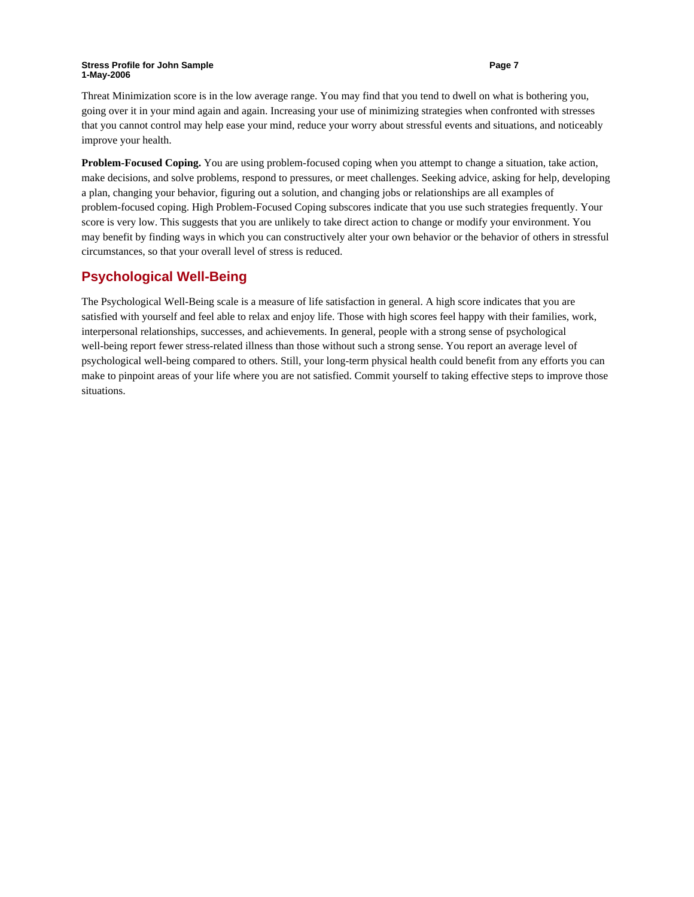Threat Minimization score is in the low average range. You may find that you tend to dwell on what is bothering you, going over it in your mind again and again. Increasing your use of minimizing strategies when confronted with stresses that you cannot control may help ease your mind, reduce your worry about stressful events and situations, and noticeably improve your health.

**Problem-Focused Coping.** You are using problem-focused coping when you attempt to change a situation, take action, make decisions, and solve problems, respond to pressures, or meet challenges. Seeking advice, asking for help, developing a plan, changing your behavior, figuring out a solution, and changing jobs or relationships are all examples of problem-focused coping. High Problem-Focused Coping subscores indicate that you use such strategies frequently. Your score is very low. This suggests that you are unlikely to take direct action to change or modify your environment. You may benefit by finding ways in which you can constructively alter your own behavior or the behavior of others in stressful circumstances, so that your overall level of stress is reduced.

## Psychological Well-Being

The Psychological Well-Being scale is a measure of life satisfaction in general. A high score indicates that you are satisfied with yourself and feel able to relax and enjoy life. Those with high scores feel happy with their families, work, interpersonal relationships, successes, and achievements. In general, people with a strong sense of psychological well-being report fewer stress-related illness than those without such a strong sense. You report an average level of psychological well-being compared to others. Still, your long-term physical health could benefit from any efforts you can make to pinpoint areas of your life where you are not satisfied. Commit yourself to taking effective steps to improve those situations.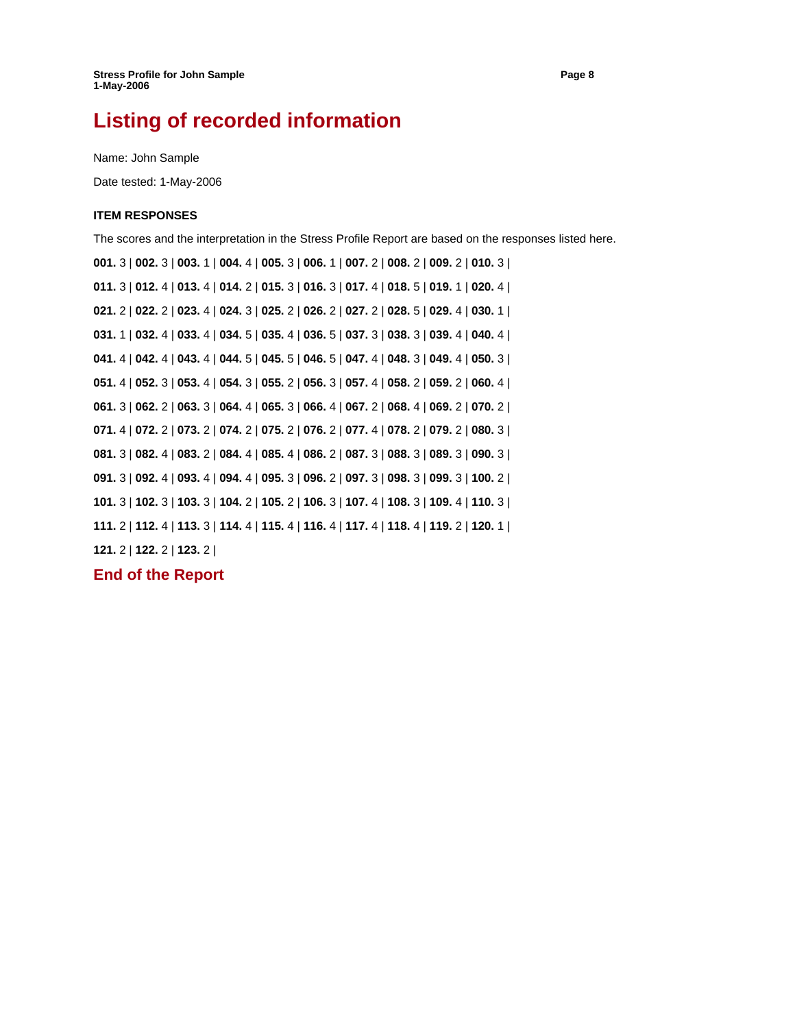# Listing of recorded information

Name: John Sample

Date tested: 1-May-2006

**ITEM RESPONSES**

The scores and the interpretation in the Stress Profile Report are based on the responses listed here.

**001.** 3 | **002.** 3 | **003.** 1 | **004.** 4 | **005.** 3 | **006.** 1 | **007.** 2 | **008.** 2 | **009.** 2 | **010.** 3 |

**011.** 3 | **012.** 4 | **013.** 4 | **014.** 2 | **015.** 3 | **016.** 3 | **017.** 4 | **018.** 5 | **019.** 1 | **020.** 4 |

**021.** 2 | **022.** 2 | **023.** 4 | **024.** 3 | **025.** 2 | **026.** 2 | **027.** 2 | **028.** 5 | **029.** 4 | **030.** 1 |

**031.** 1 | **032.** 4 | **033.** 4 | **034.** 5 | **035.** 4 | **036.** 5 | **037.** 3 | **038.** 3 | **039.** 4 | **040.** 4 |

**041.** 4 | **042.** 4 | **043.** 4 | **044.** 5 | **045.** 5 | **046.** 5 | **047.** 4 | **048.** 3 | **049.** 4 | **050.** 3 |

**051.** 4 | **052.** 3 | **053.** 4 | **054.** 3 | **055.** 2 | **056.** 3 | **057.** 4 | **058.** 2 | **059.** 2 | **060.** 4 |

**061.** 3 | **062.** 2 | **063.** 3 | **064.** 4 | **065.** 3 | **066.** 4 | **067.** 2 | **068.** 4 | **069.** 2 | **070.** 2 |

**071.** 4 | **072.** 2 | **073.** 2 | **074.** 2 | **075.** 2 | **076.** 2 | **077.** 4 | **078.** 2 | **079.** 2 | **080.** 3 |

**081.** 3 | **082.** 4 | **083.** 2 | **084.** 4 | **085.** 4 | **086.** 2 | **087.** 3 | **088.** 3 | **089.** 3 | **090.** 3 |

**091.** 3 | **092.** 4 | **093.** 4 | **094.** 4 | **095.** 3 | **096.** 2 | **097.** 3 | **098.** 3 | **099.** 3 | **100.** 2 |

**101.** 3 | **102.** 3 | **103.** 3 | **104.** 2 | **105.** 2 | **106.** 3 | **107.** 4 | **108.** 3 | **109.** 4 | **110.** 3 |

**111.** 2 | **112.** 4 | **113.** 3 | **114.** 4 | **115.** 4 | **116.** 4 | **117.** 4 | **118.** 4 | **119.** 2 | **120.** 1 |

**121.** 2 | **122.** 2 | **123.** 2 |

## End of the Report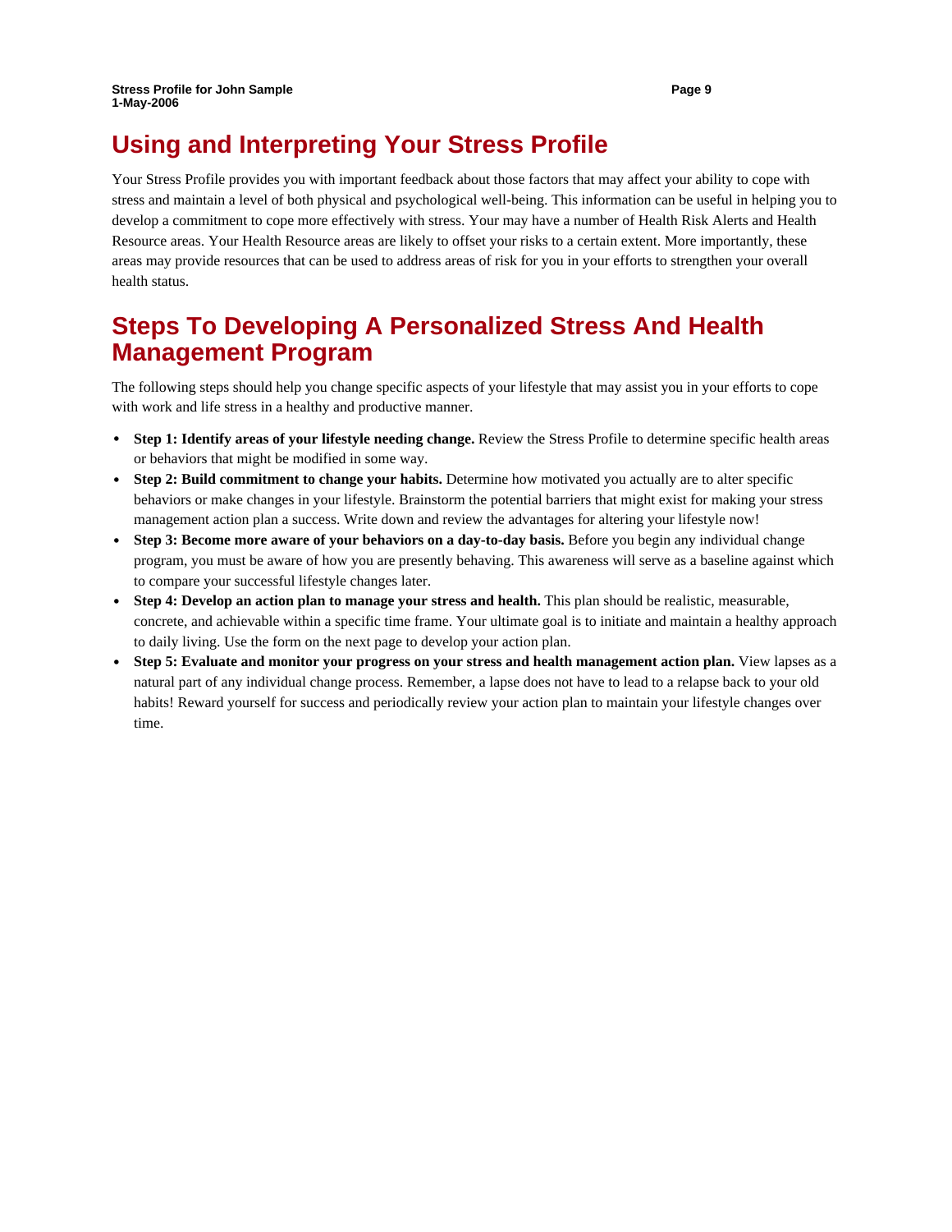# Using and Interpreting Your Stress Profile

Your Stress Profile provides you with important feedback about those factors that may affect your ability to cope with stress and maintain a level of both physical and psychological well-being. This information can be useful in helping you to develop a commitment to cope more effectively with stress. Your may have a number of Health Risk Alerts and Health Resource areas. Your Health Resource areas are likely to offset your risks to a certain extent. More importantly, these areas may provide resources that can be used to address areas of risk for you in your efforts to strengthen your overall health status.

# Steps To Developing A Personalized Stress And Health Management Program

The following steps should help you change specific aspects of your lifestyle that may assist you in your efforts to cope with work and life stress in a healthy and productive manner.

- **Step 1: Identify areas of your lifestyle needing change.** Review the Stress Profile to determine specific health areas or behaviors that might be modified in some way.
- **Step 2: Build commitment to change your habits.** Determine how motivated you actually are to alter specific behaviors or make changes in your lifestyle. Brainstorm the potential barriers that might exist for making your stress management action plan a success. Write down and review the advantages for altering your lifestyle now!
- **Step 3: Become more aware of your behaviors on a day-to-day basis.** Before you begin any individual change program, you must be aware of how you are presently behaving. This awareness will serve as a baseline against which to compare your successful lifestyle changes later.
- **Step 4: Develop an action plan to manage your stress and health.** This plan should be realistic, measurable, concrete, and achievable within a specific time frame. Your ultimate goal is to initiate and maintain a healthy approach to daily living. Use the form on the next page to develop your action plan.
- **Step 5: Evaluate and monitor your progress on your stress and health management action plan.** View lapses as a natural part of any individual change process. Remember, a lapse does not have to lead to a relapse back to your old habits! Reward yourself for success and periodically review your action plan to maintain your lifestyle changes over time.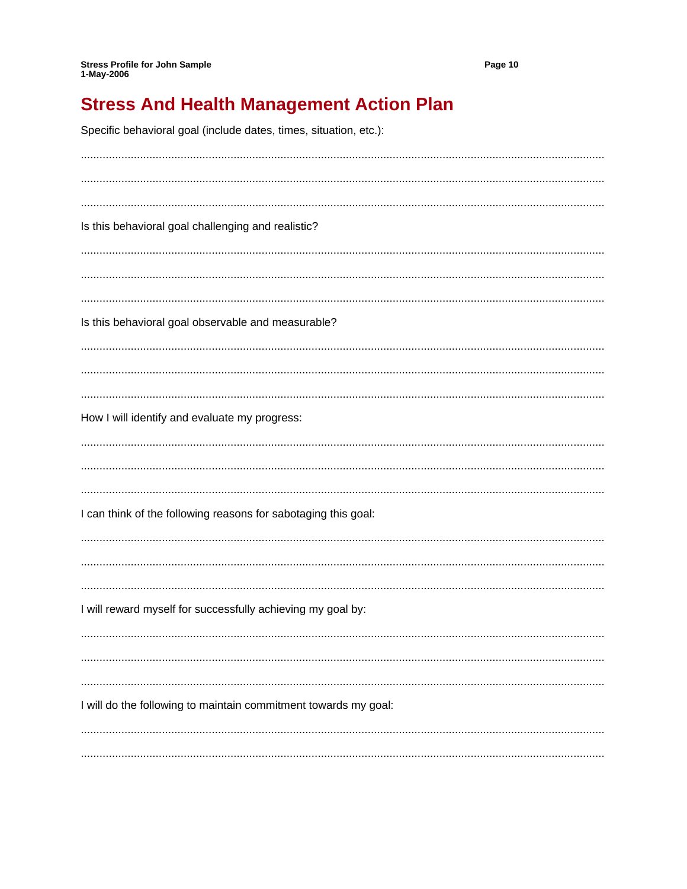# Stress And Health Management Action Plan

Specific behavioral goal (include dates, times, situation, etc.):

.......................................................................................................................................................

.......................................................................................................................................................

.......................................................................................................................................................

Is this behavioral goal challenging and realistic?

.......................................................................................................................................................

.......................................................................................................................................................

.......................................................................................................................................................

Is this behavioral goal observable and measurable?

.......................................................................................................................................................

.......................................................................................................................................................

.......................................................................................................................................................

How I will identify and evaluate my progress:

.......................................................................................................................................................

.......................................................................................................................................................

.......................................................................................................................................................

I can think of the following reasons for sabotaging this goal:

.......................................................................................................................................................

.......................................................................................................................................................

.......................................................................................................................................................

I will reward myself for successfully achieving my goal by:

.......................................................................................................................................................

.......................................................................................................................................................

.......................................................................................................................................................

I will do the following to maintain commitment towards my goal:

.......................................................................................................................................................

.......................................................................................................................................................